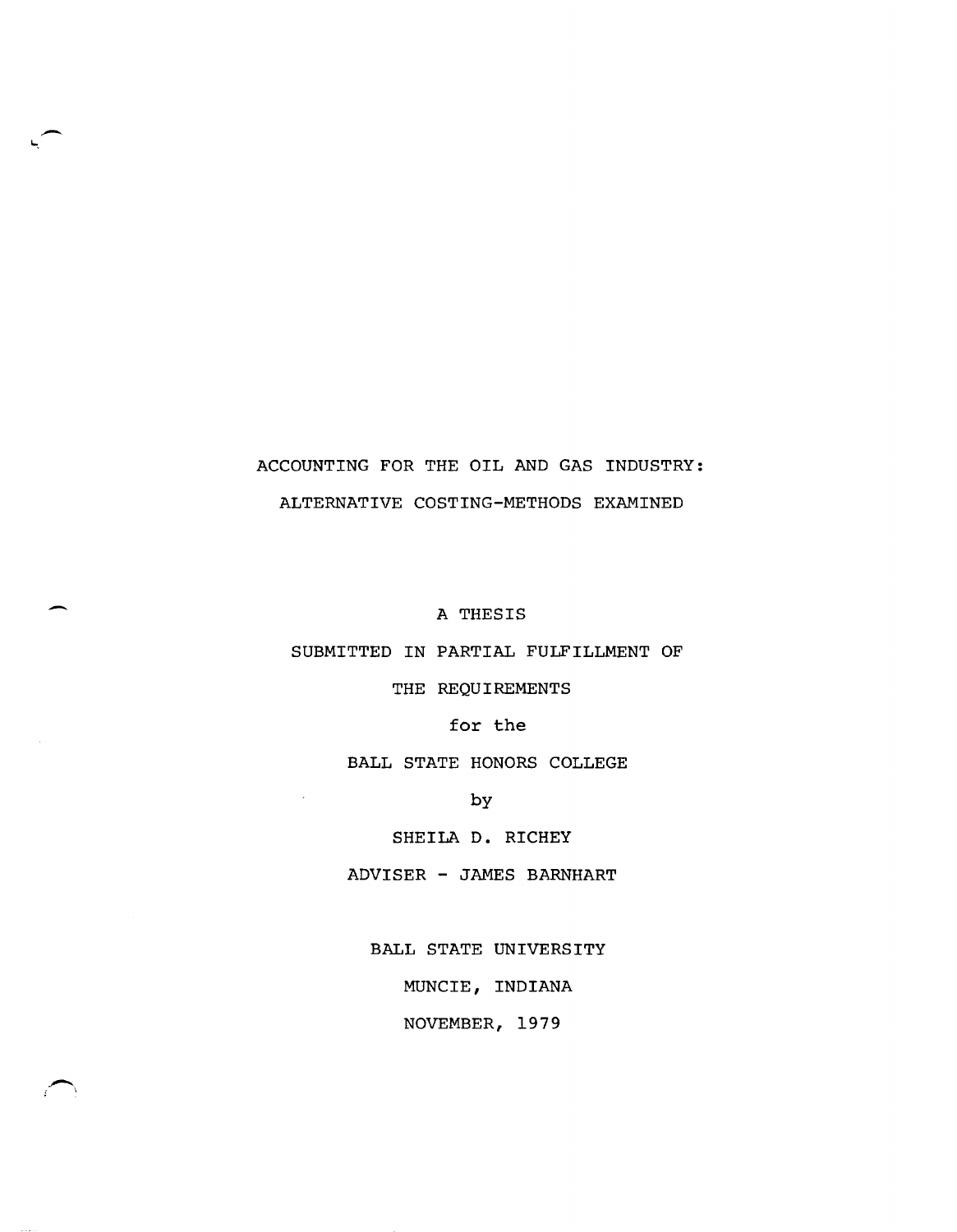# ACCOUNTING FOR THE OIL AND GAS INDUSTRY: ALTERNATIVE COSTING-METHODS EXAMINED

A THESIS

SUBMITTED IN PARTIAL FULFILLMENT OF

THE REQUIREMENTS

for the

BALL STATE HONORS COLLEGE

by

SHEILA D. RICHEY

ADVISER - JAMES BARNHART

BALL STATE UNIVERSITY

MUNCIE, INDIANA

NOVEMBER, 1979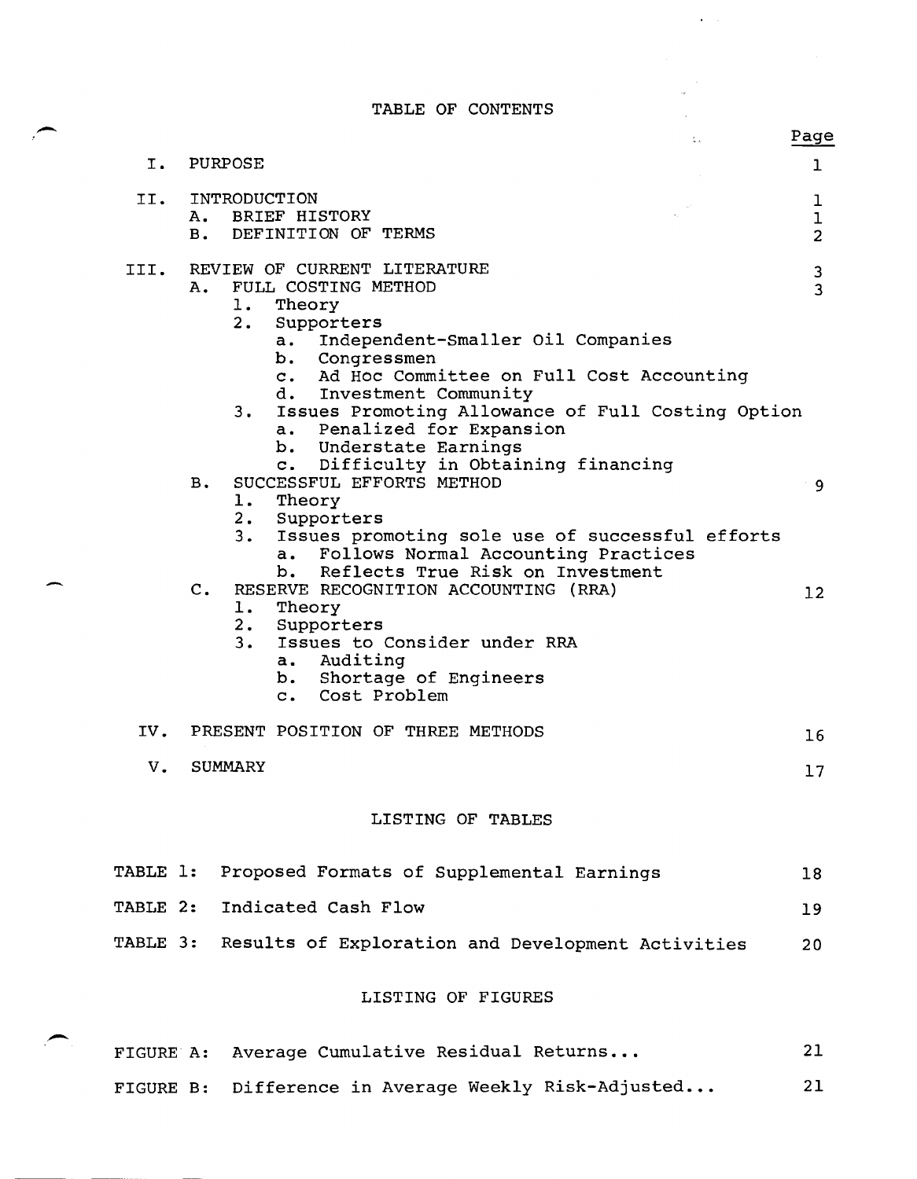# TABLE OF CONTENTS

| | | Page |
|---|---|---|
| I. | PURPOSE | 1 |
| II. | INTRODUCTION | 1 |
| | A. BRIEF HISTORY | 1 |
| | B. DEFINITION OF TERMS | 2 |
| III. | REVIEW OF CURRENT LITERATURE | 3 |
| | A. FULL COSTING METHOD | 3 |
| | 1. Theory | |
| | 2. Supporters | |
| | a. Independent-Smaller Oil Companies | |
| | b. Congressmen | |
| | c. Ad Hoc Committee on Full Cost Accounting | |
| | d. Investment Community | |
| | 3. Issues Promoting Allowance of Full Costing Option | |
| | a. Penalized for Expansion | |
| | b. Understate Earnings | |
| | c. Difficulty in Obtaining financing | |
| | B. SUCCESSFUL EFFORTS METHOD | 9 |
| | 1. Theory | |
| | 2. Supporters | |
| | 3. Issues promoting sole use of successful efforts | |
| | a. Follows Normal Accounting Practices | |
| | b. Reflects True Risk on Investment | |
| | C. RESERVE RECOGNITION ACCOUNTING (RRA) | 12 |
| | 1. Theory | |
| | 2. Supporters | |
| | 3. Issues to Consider under RRA | |
| | a. Auditing | |
| | b. Shortage of Engineers | |
| | c. Cost Problem | |
| IV. | PRESENT POSITION OF THREE METHODS | 16 |
| V. | SUMMARY | 17 |

## LISTING OF TABLES

| | | |
|---|---|---|
| TABLE 1: | Proposed Formats of Supplemental Earnings | 18 |
| TABLE 2: | Indicated Cash Flow | 19 |
| TABLE 3: | Results of Exploration and Development Activities | 20 |

## LISTING OF FIGURES

| | | |
|---|---|---|
| FIGURE A: | Average Cumulative Residual Returns... | 21 |
| FIGURE B: | Difference in Average Weekly Risk-Adjusted... | 21 |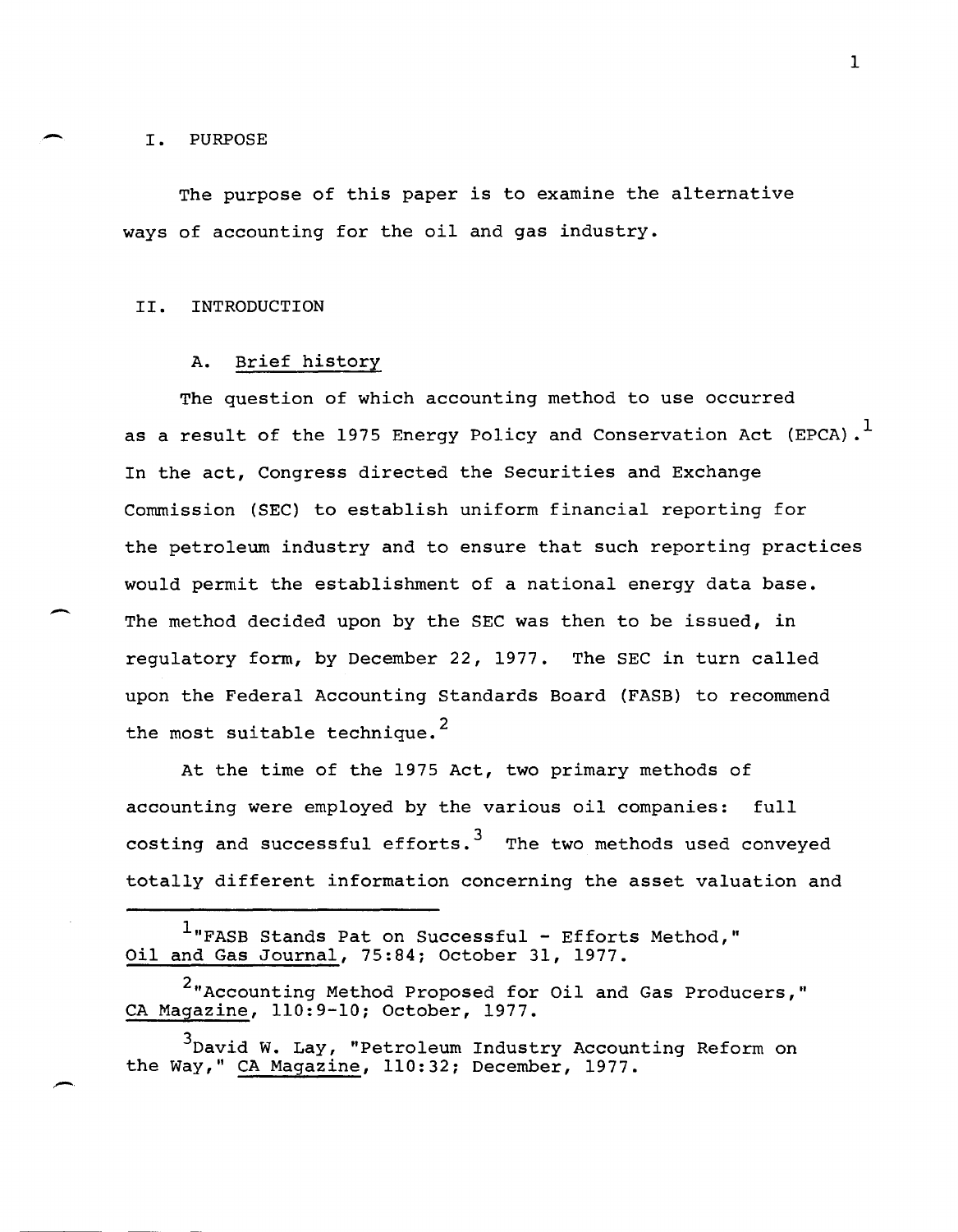## I. PURPOSE

The purpose of this paper is to examine the alternative ways of accounting for the oil and gas industry.

## II. INTRODUCTION

### A. Brief history

The question of which accounting method to use occurred as a result of the 1975 Energy Policy and Conservation Act (EPCA).[1] In the act, Congress directed the Securities and Exchange Commission (SEC) to establish uniform financial reporting for the petroleum industry and to ensure that such reporting practices would permit the establishment of a national energy data base. The method decided upon by the SEC was then to be issued, in regulatory form, by December 22, 1977. The SEC in turn called upon the Federal Accounting Standards Board (FASB) to recommend the most suitable technique.[2]

At the time of the 1975 Act, two primary methods of accounting were employed by the various oil companies: full costing and successful efforts.[3] The two methods used conveyed totally different information concerning the asset valuation and

---

[1] "FASB Stands Pat on Successful - Efforts Method," Oil and Gas Journal, 75:84; October 31, 1977.

[2] "Accounting Method Proposed for Oil and Gas Producers," CA Magazine, 110:9-10; October, 1977.

[3] David W. Lay, "Petroleum Industry Accounting Reform on the Way," CA Magazine, 110:32; December, 1977.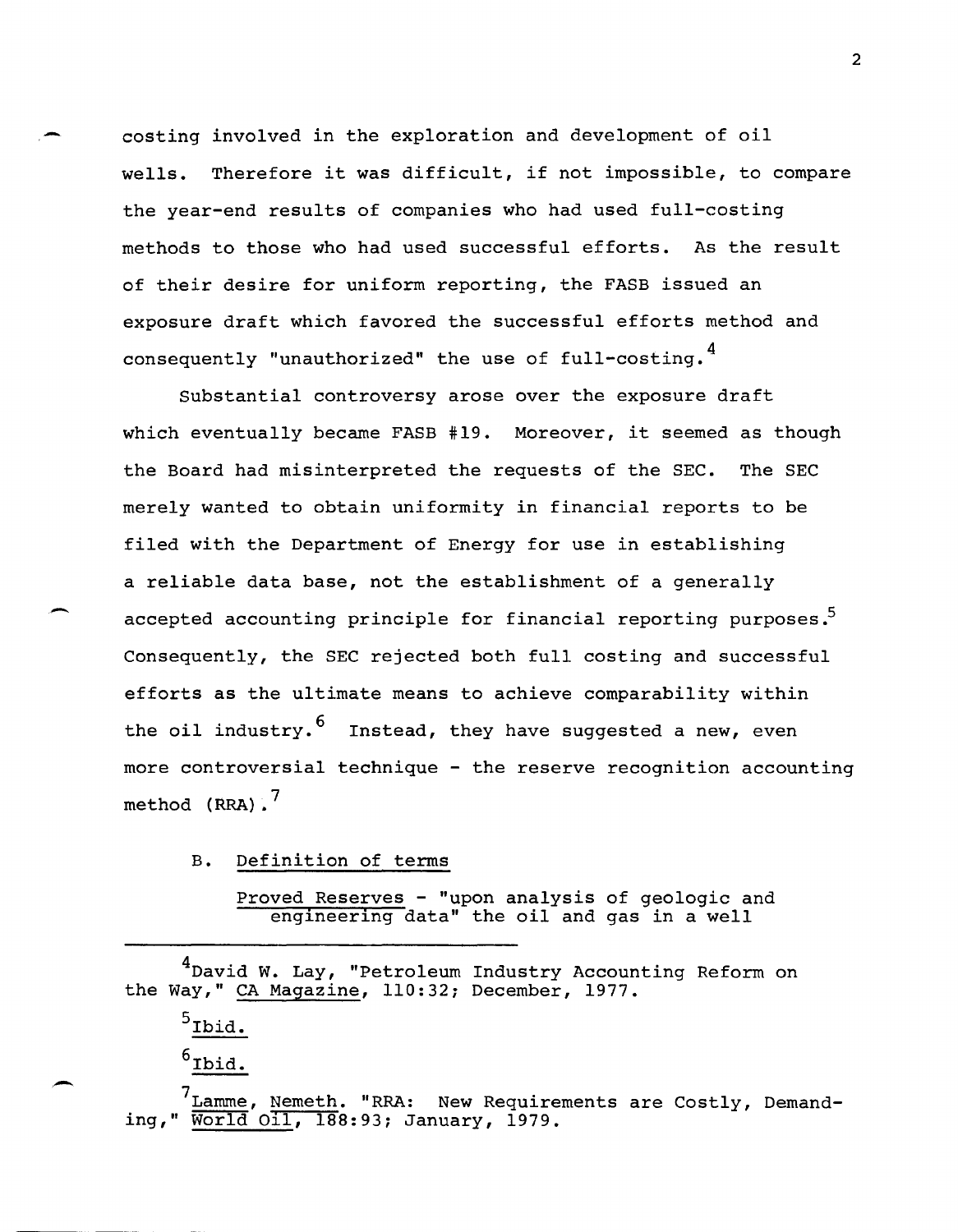costing involved in the exploration and development of oil wells. Therefore it was difficult, if not impossible, to compare the year-end results of companies who had used full-costing methods to those who had used successful efforts. As the result of their desire for uniform reporting, the FASB issued an exposure draft which favored the successful efforts method and consequently "unauthorized" the use of full-costing.[4]

Substantial controversy arose over the exposure draft which eventually became FASB #19. Moreover, it seemed as though the Board had misinterpreted the requests of the SEC. The SEC merely wanted to obtain uniformity in financial reports to be filed with the Department of Energy for use in establishing a reliable data base, not the establishment of a generally accepted accounting principle for financial reporting purposes.[5] Consequently, the SEC rejected both full costing and successful efforts as the ultimate means to achieve comparability within the oil industry.[6] Instead, they have suggested a new, even more controversial technique - the reserve recognition accounting method (RRA).[7]

### B. Definition of terms

Proved Reserves - "upon analysis of geologic and engineering data" the oil and gas in a well

---

[4]David W. Lay, "Petroleum Industry Accounting Reform on the Way," CA Magazine, 110:32; December, 1977.

[5]Ibid.

[6]Ibid.

[7]Lamme, Nemeth. "RRA: New Requirements are Costly, Demanding," World Oil, 188:93; January, 1979.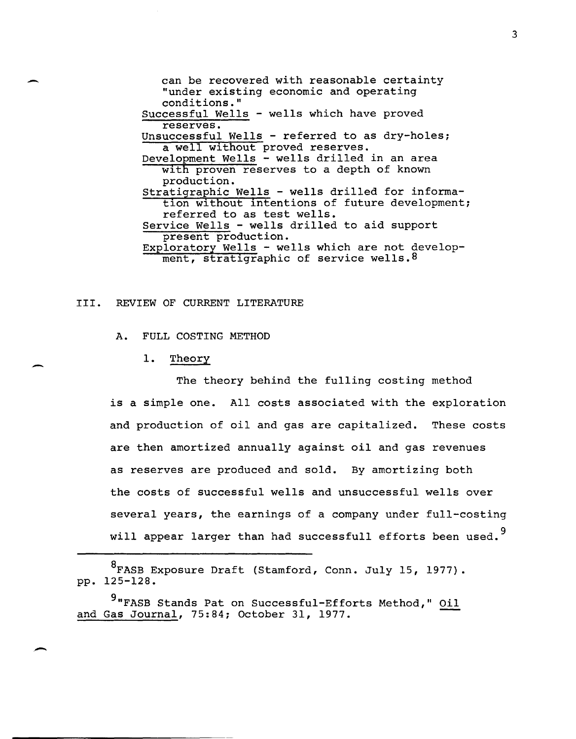can be recovered with reasonable certainty "under existing economic and operating conditions."

<u>Successful Wells</u> - wells which have proved reserves.

<u>Unsuccessful Wells</u> - referred to as dry-holes; a well without proved reserves.

<u>Development Wells</u> - wells drilled in an area with proven reserves to a depth of known production.

<u>Stratigraphic Wells</u> - wells drilled for information without intentions of future development; referred to as test wells.

<u>Service Wells</u> - wells drilled to aid support present production.

<u>Exploratory Wells</u> - wells which are not development, stratigraphic of service wells.[8]

## III. REVIEW OF CURRENT LITERATURE

### A. FULL COSTING METHOD

#### 1. Theory

The theory behind the fulling costing method is a simple one. All costs associated with the exploration and production of oil and gas are capitalized. These costs are then amortized annually against oil and gas revenues as reserves are produced and sold. By amortizing both the costs of successful wells and unsuccessful wells over several years, the earnings of a company under full-costing will appear larger than had successfull efforts been used.[9]

---

[8] FASB Exposure Draft (Stamford, Conn. July 15, 1977). pp. 125-128.

[9] "FASB Stands Pat on Successful-Efforts Method," <u>Oil and Gas Journal</u>, 75:84; October 31, 1977.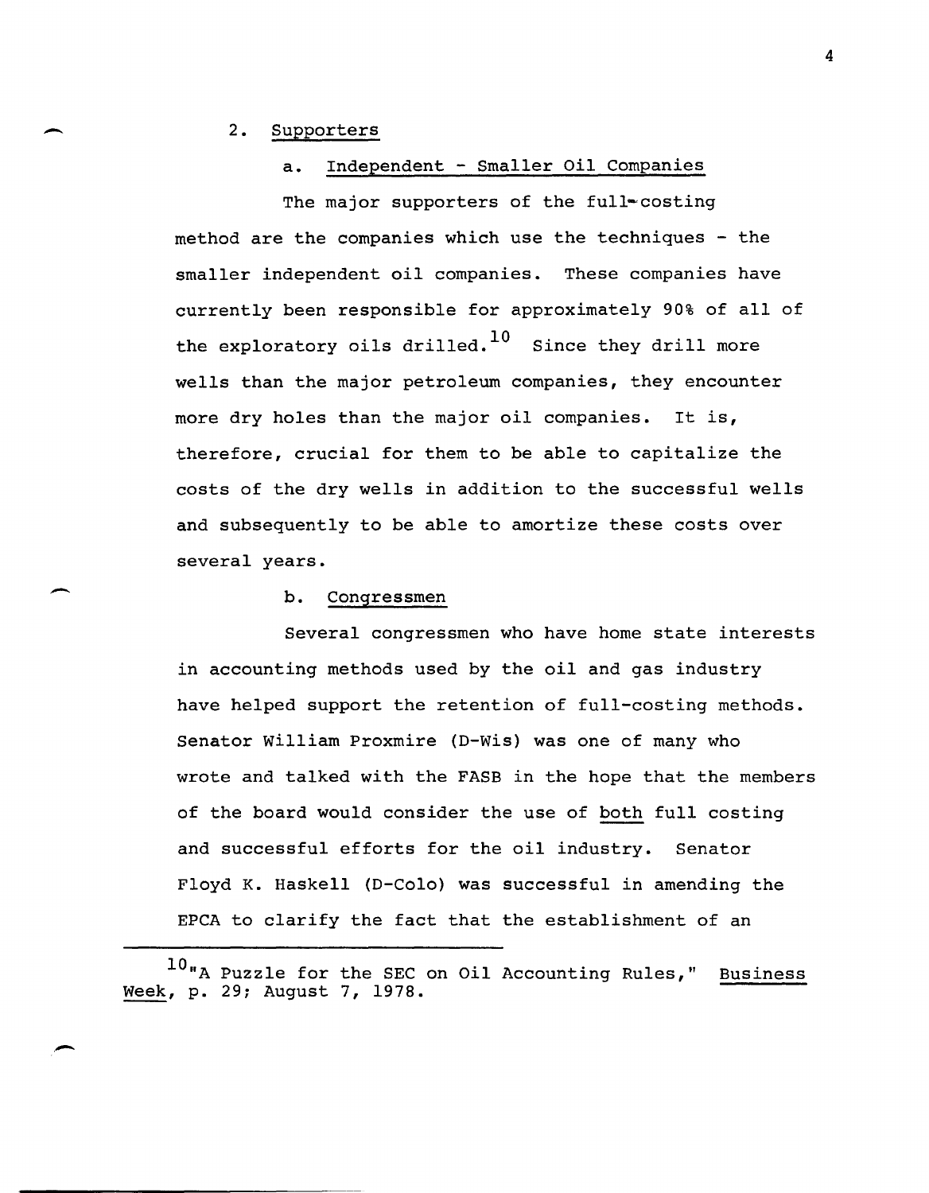2. Supporters

a. Independent - Smaller Oil Companies

The major supporters of the full-costing method are the companies which use the techniques - the smaller independent oil companies. These companies have currently been responsible for approximately 90% of all of the exploratory oils drilled.[10] Since they drill more wells than the major petroleum companies, they encounter more dry holes than the major oil companies. It is, therefore, crucial for them to be able to capitalize the costs of the dry wells in addition to the successful wells and subsequently to be able to amortize these costs over several years.

b. Congressmen

Several congressmen who have home state interests in accounting methods used by the oil and gas industry have helped support the retention of full-costing methods. Senator William Proxmire (D-Wis) was one of many who wrote and talked with the FASB in the hope that the members of the board would consider the use of both full costing and successful efforts for the oil industry. Senator Floyd K. Haskell (D-Colo) was successful in amending the EPCA to clarify the fact that the establishment of an

[10]"A Puzzle for the SEC on Oil Accounting Rules," Business Week, p. 29; August 7, 1978.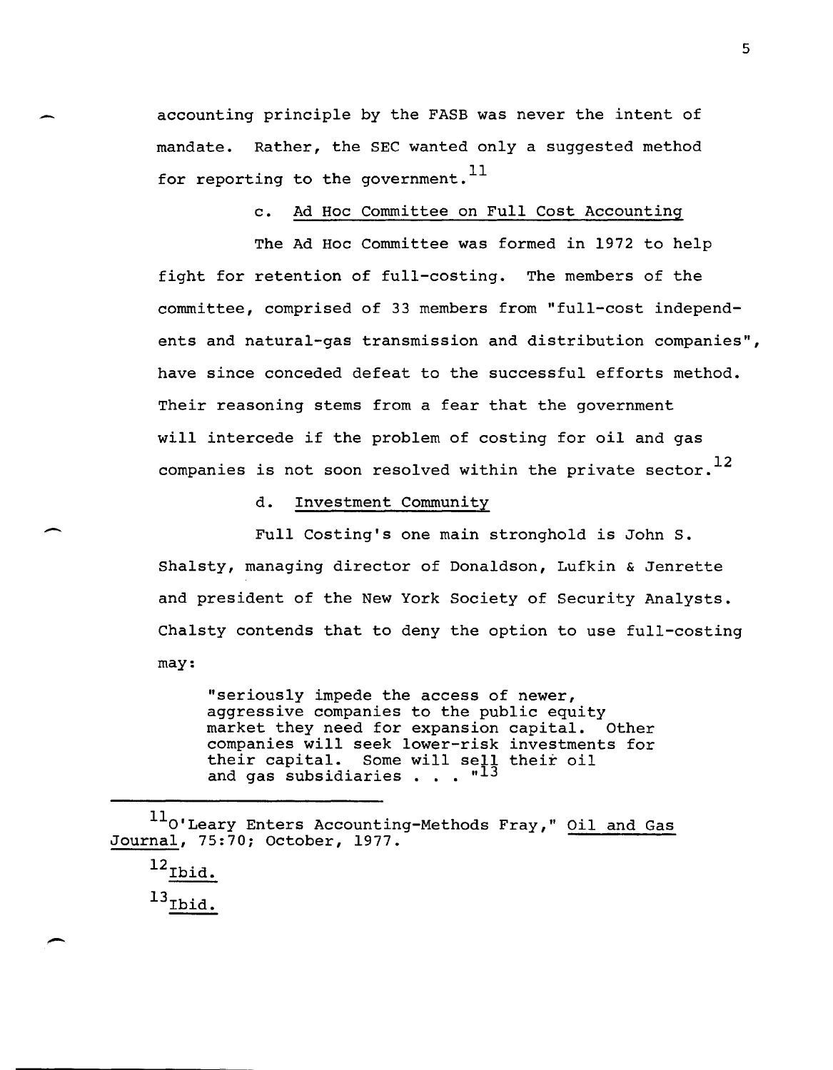accounting principle by the FASB was never the intent of mandate. Rather, the SEC wanted only a suggested method for reporting to the government.[11]

c. Ad Hoc Committee on Full Cost Accounting

The Ad Hoc Committee was formed in 1972 to help fight for retention of full-costing. The members of the committee, comprised of 33 members from "full-cost independents and natural-gas transmission and distribution companies", have since conceded defeat to the successful efforts method. Their reasoning stems from a fear that the government will intercede if the problem of costing for oil and gas companies is not soon resolved within the private sector.[12]

d. Investment Community

Full Costing's one main stronghold is John S. Shalsty, managing director of Donaldson, Lufkin & Jenrette and president of the New York Society of Security Analysts. Chalsty contends that to deny the option to use full-costing may:

> "seriously impede the access of newer, aggressive companies to the public equity market they need for expansion capital. Other companies will seek lower-risk investments for their capital. Some will sell their oil and gas subsidiaries . . . "[13]

---

[11] O'Leary Enters Accounting-Methods Fray," Oil and Gas Journal, 75:70; October, 1977.

[12] Ibid.

[13] Ibid.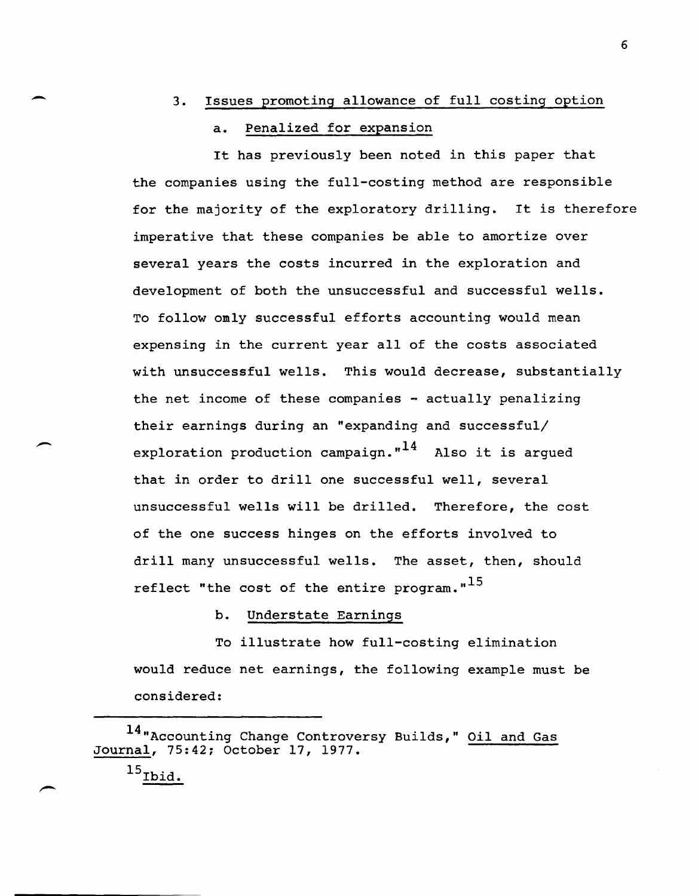### 3. Issues promoting allowance of full costing option

#### a. Penalized for expansion

It has previously been noted in this paper that the companies using the full-costing method are responsible for the majority of the exploratory drilling. It is therefore imperative that these companies be able to amortize over several years the costs incurred in the exploration and development of both the unsuccessful and successful wells. To follow omly successful efforts accounting would mean expensing in the current year all of the costs associated with unsuccessful wells. This would decrease, substantially the net income of these companies - actually penalizing their earnings during an "expanding and successful/ exploration production campaign."[14] Also it is argued that in order to drill one successful well, several unsuccessful wells will be drilled. Therefore, the cost of the one success hinges on the efforts involved to drill many unsuccessful wells. The asset, then, should reflect "the cost of the entire program."[15]

#### b. Understate Earnings

To illustrate how full-costing elimination would reduce net earnings, the following example must be considered:

---

[14] "Accounting Change Controversy Builds," Oil and Gas Journal, 75:42; October 17, 1977.

[15] Ibid.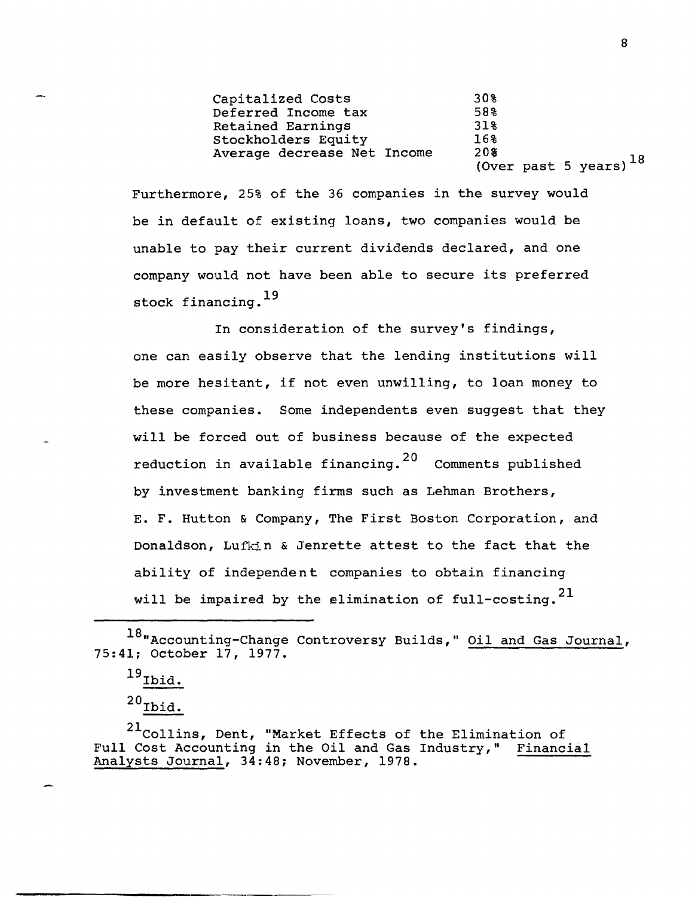| | |
|---|---|
| Capitalized Costs | 30% |
| Deferred Income tax | 58% |
| Retained Earnings | 31% |
| Stockholders Equity | 16% |
| Average decrease Net Income | 20% (Over past 5 years)[18] |

Furthermore, 25% of the 36 companies in the survey would be in default of existing loans, two companies would be unable to pay their current dividends declared, and one company would not have been able to secure its preferred stock financing.[19]

In consideration of the survey's findings, one can easily observe that the lending institutions will be more hesitant, if not even unwilling, to loan money to these companies. Some independents even suggest that they will be forced out of business because of the expected reduction in available financing.[20] Comments published by investment banking firms such as Lehman Brothers, E. F. Hutton & Company, The First Boston Corporation, and Donaldson, Lufkin & Jenrette attest to the fact that the ability of independent companies to obtain financing will be impaired by the elimination of full-costing.[21]

---

[18] "Accounting-Change Controversy Builds," Oil and Gas Journal, 75:41; October 17, 1977.

[19] Ibid.

[20] Ibid.

[21] Collins, Dent, "Market Effects of the Elimination of Full Cost Accounting in the Oil and Gas Industry," Financial Analysts Journal, 34:48; November, 1978.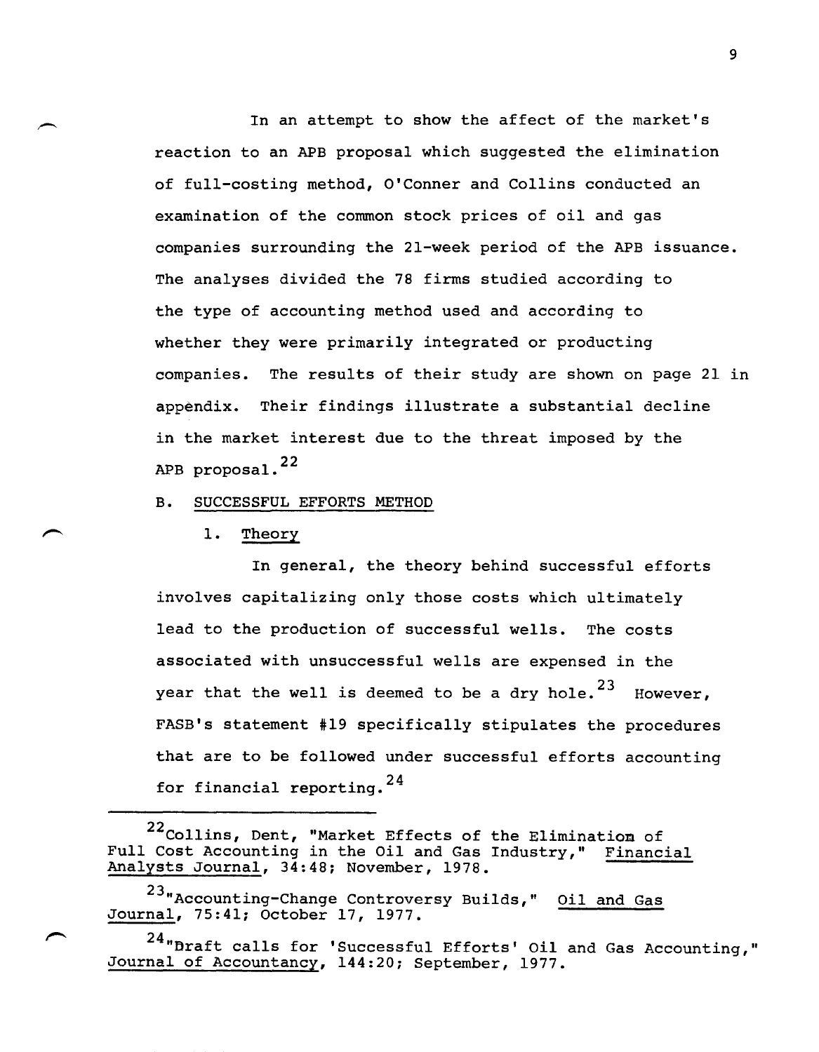In an attempt to show the affect of the market's reaction to an APB proposal which suggested the elimination of full-costing method, O'Conner and Collins conducted an examination of the common stock prices of oil and gas companies surrounding the 21-week period of the APB issuance. The analyses divided the 78 firms studied according to the type of accounting method used and according to whether they were primarily integrated or producting companies. The results of their study are shown on page 21 in appendix. Their findings illustrate a substantial decline in the market interest due to the threat imposed by the APB proposal.[22]

B. <u>SUCCESSFUL EFFORTS METHOD</u>

1. <u>Theory</u>

In general, the theory behind successful efforts involves capitalizing only those costs which ultimately lead to the production of successful wells. The costs associated with unsuccessful wells are expensed in the year that the well is deemed to be a dry hole.[23] However, FASB's statement #19 specifically stipulates the procedures that are to be followed under successful efforts accounting for financial reporting.[24]

---

[22] Collins, Dent, "Market Effects of the Elimination of Full Cost Accounting in the Oil and Gas Industry," <u>Financial Analysts Journal</u>, 34:48; November, 1978.

[23] "Accounting-Change Controversy Builds," <u>Oil and Gas Journal</u>, 75:41; October 17, 1977.

[24] "Draft calls for 'Successful Efforts' Oil and Gas Accounting," <u>Journal of Accountancy</u>, 144:20; September, 1977.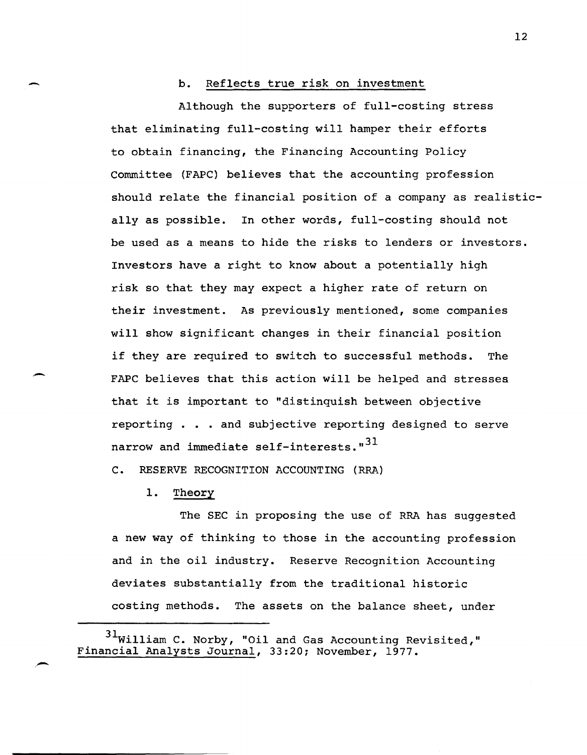b. Reflects true risk on investment

Although the supporters of full-costing stress that eliminating full-costing will hamper their efforts to obtain financing, the Financing Accounting Policy Committee (FAPC) believes that the accounting profession should relate the financial position of a company as realistically as possible. In other words, full-costing should not be used as a means to hide the risks to lenders or investors. Investors have a right to know about a potentially high risk so that they may expect a higher rate of return on their investment. As previously mentioned, some companies will show significant changes in their financial position if they are required to switch to successful methods. The FAPC believes that this action will be helped and stresses that it is important to "distinguish between objective reporting . . . and subjective reporting designed to serve narrow and immediate self-interests."[31]

C. RESERVE RECOGNITION ACCOUNTING (RRA)

1. Theory

The SEC in proposing the use of RRA has suggested a new way of thinking to those in the accounting profession and in the oil industry. Reserve Recognition Accounting deviates substantially from the traditional historic costing methods. The assets on the balance sheet, under

---

[31] William C. Norby, "Oil and Gas Accounting Revisited," Financial Analysts Journal, 33:20; November, 1977.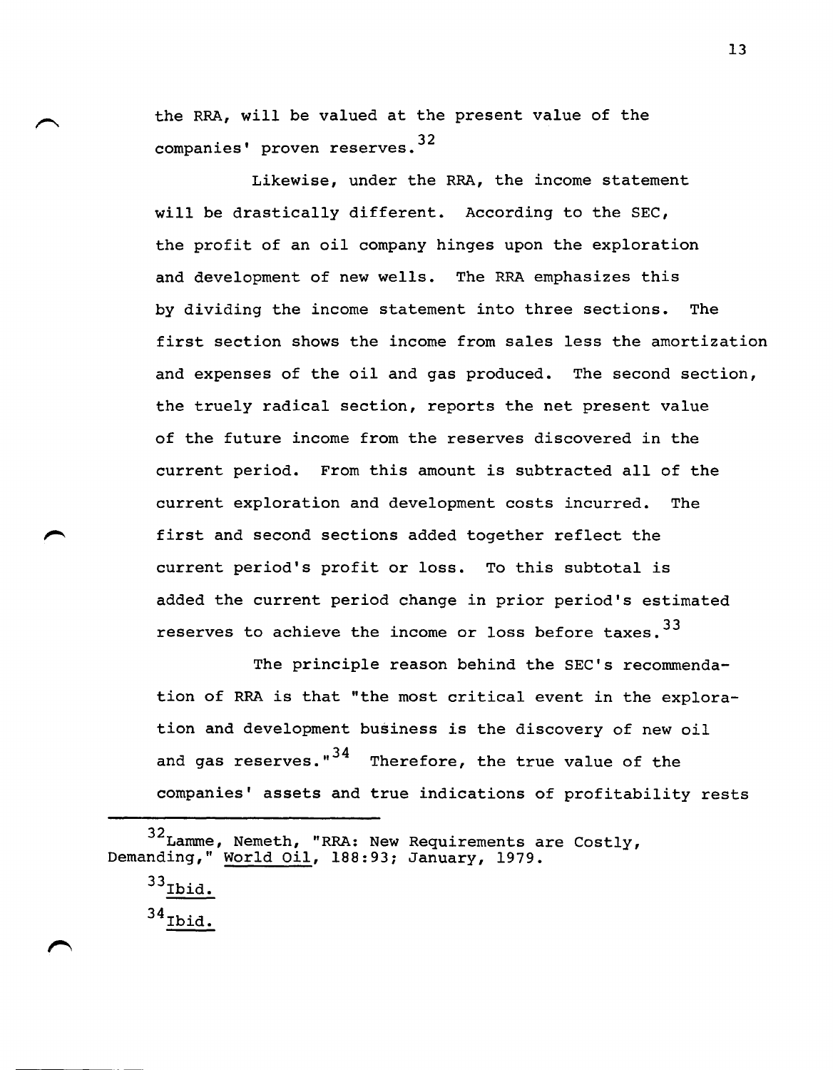the RRA, will be valued at the present value of the companies' proven reserves.[32]

Likewise, under the RRA, the income statement will be drastically different. According to the SEC, the profit of an oil company hinges upon the exploration and development of new wells. The RRA emphasizes this by dividing the income statement into three sections. The first section shows the income from sales less the amortization and expenses of the oil and gas produced. The second section, the truely radical section, reports the net present value of the future income from the reserves discovered in the current period. From this amount is subtracted all of the current exploration and development costs incurred. The first and second sections added together reflect the current period's profit or loss. To this subtotal is added the current period change in prior period's estimated reserves to achieve the income or loss before taxes.[33]

The principle reason behind the SEC's recommendation of RRA is that "the most critical event in the exploration and development business is the discovery of new oil and gas reserves."[34] Therefore, the true value of the companies' assets and true indications of profitability rests

---

[32] Lamme, Nemeth, "RRA: New Requirements are Costly, Demanding," World Oil, 188:93; January, 1979.

[33] Ibid.

[34] Ibid.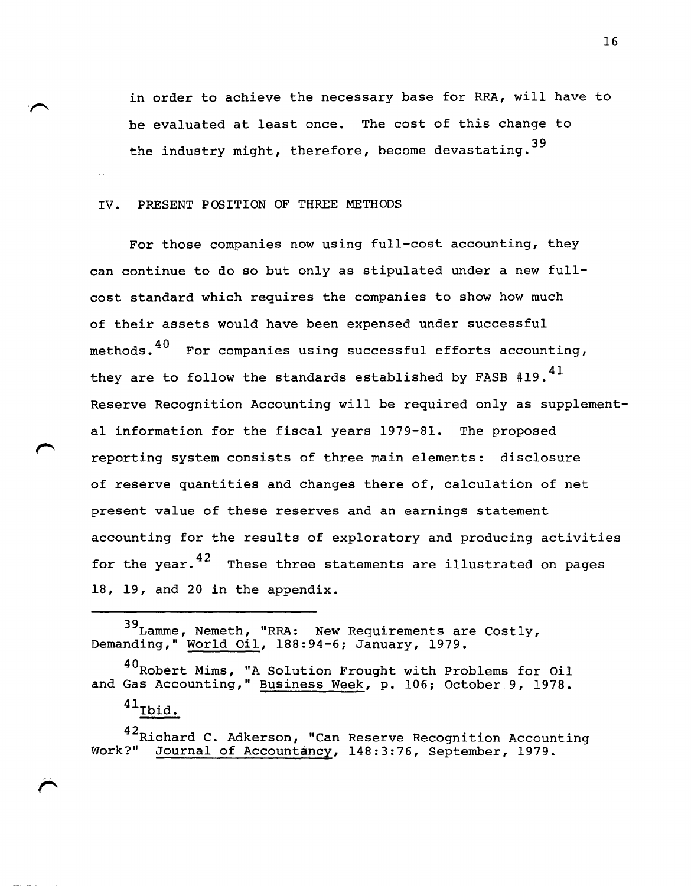in order to achieve the necessary base for RRA, will have to be evaluated at least once. The cost of this change to the industry might, therefore, become devastating.[39]

## IV. PRESENT POSITION OF THREE METHODS

For those companies now using full-cost accounting, they can continue to do so but only as stipulated under a new full-cost standard which requires the companies to show how much of their assets would have been expensed under successful methods.[40] For companies using successful efforts accounting, they are to follow the standards established by FASB #19.[41] Reserve Recognition Accounting will be required only as supplemental information for the fiscal years 1979-81. The proposed reporting system consists of three main elements: disclosure of reserve quantities and changes there of, calculation of net present value of these reserves and an earnings statement accounting for the results of exploratory and producing activities for the year.[42] These three statements are illustrated on pages 18, 19, and 20 in the appendix.

---

[39] Lamme, Nemeth, "RRA: New Requirements are Costly, Demanding," World Oil, 188:94-6; January, 1979.

[40] Robert Mims, "A Solution Frought with Problems for Oil and Gas Accounting," Business Week, p. 106; October 9, 1978.

[41] Ibid.

[42] Richard C. Adkerson, "Can Reserve Recognition Accounting Work?" Journal of Accountancy, 148:3:76, September, 1979.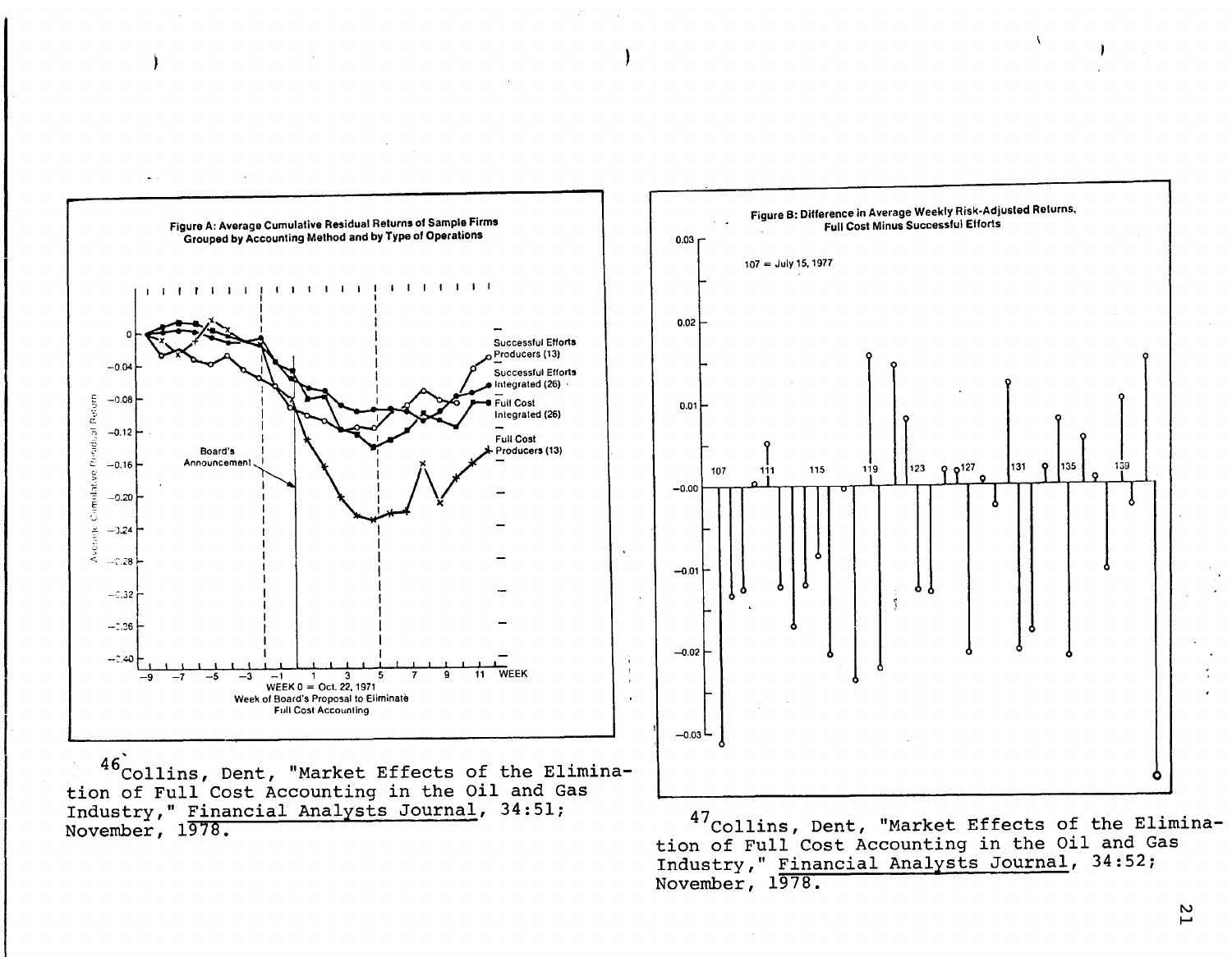Figure A: Average Cumulative Residual Returns of Sample Firms Grouped by Accounting Method and by Type of Operations

WEEK 0 = Oct. 22, 1971
Week of Board's Proposal to Eliminate Full Cost Accounting

[46] Collins, Dent, "Market Effects of the Elimination of Full Cost Accounting in the Oil and Gas Industry," Financial Analysts Journal, 34:51; November, 1978.

Figure B: Difference in Average Weekly Risk-Adjusted Returns, Full Cost Minus Successful Efforts

107 = July 15, 1977

[47] Collins, Dent, "Market Effects of the Elimination of Full Cost Accounting in the Oil and Gas Industry," Financial Analysts Journal, 34:52; November, 1978.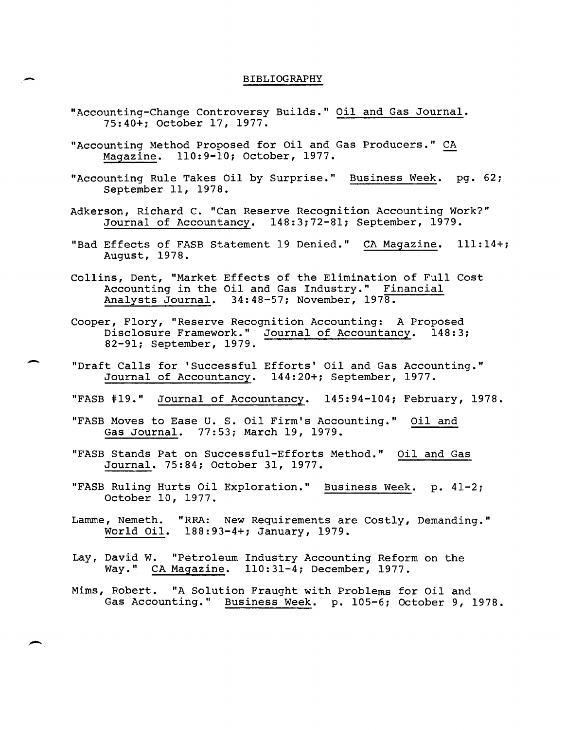# BIBLIOGRAPHY

"Accounting-Change Controversy Builds." Oil and Gas Journal. 75:40+; October 17, 1977.

"Accounting Method Proposed for Oil and Gas Producers." CA Magazine. 110:9-10; October, 1977.

"Accounting Rule Takes Oil by Surprise." Business Week. pg. 62; September 11, 1978.

Adkerson, Richard C. "Can Reserve Recognition Accounting Work?" Journal of Accountancy. 148:3;72-81; September, 1979.

"Bad Effects of FASB Statement 19 Denied." CA Magazine. 111:14+; August, 1978.

Collins, Dent, "Market Effects of the Elimination of Full Cost Accounting in the Oil and Gas Industry." Financial Analysts Journal. 34:48-57; November, 1978.

Cooper, Flory, "Reserve Recognition Accounting: A Proposed Disclosure Framework." Journal of Accountancy. 148:3; 82-91; September, 1979.

"Draft Calls for 'Successful Efforts' Oil and Gas Accounting." Journal of Accountancy. 144:20+; September, 1977.

"FASB #19." Journal of Accountancy. 145:94-104; February, 1978.

"FASB Moves to Ease U. S. Oil Firm's Accounting." Oil and Gas Journal. 77:53; March 19, 1979.

"FASB Stands Pat on Successful-Efforts Method." Oil and Gas Journal. 75:84; October 31, 1977.

"FASB Ruling Hurts Oil Exploration." Business Week. p. 41-2; October 10, 1977.

Lamme, Nemeth. "RRA: New Requirements are Costly, Demanding." World Oil. 188:93-4+; January, 1979.

Lay, David W. "Petroleum Industry Accounting Reform on the Way." CA Magazine. 110:31-4; December, 1977.

Mims, Robert. "A Solution Fraught with Problems for Oil and Gas Accounting." Business Week. p. 105-6; October 9, 1978.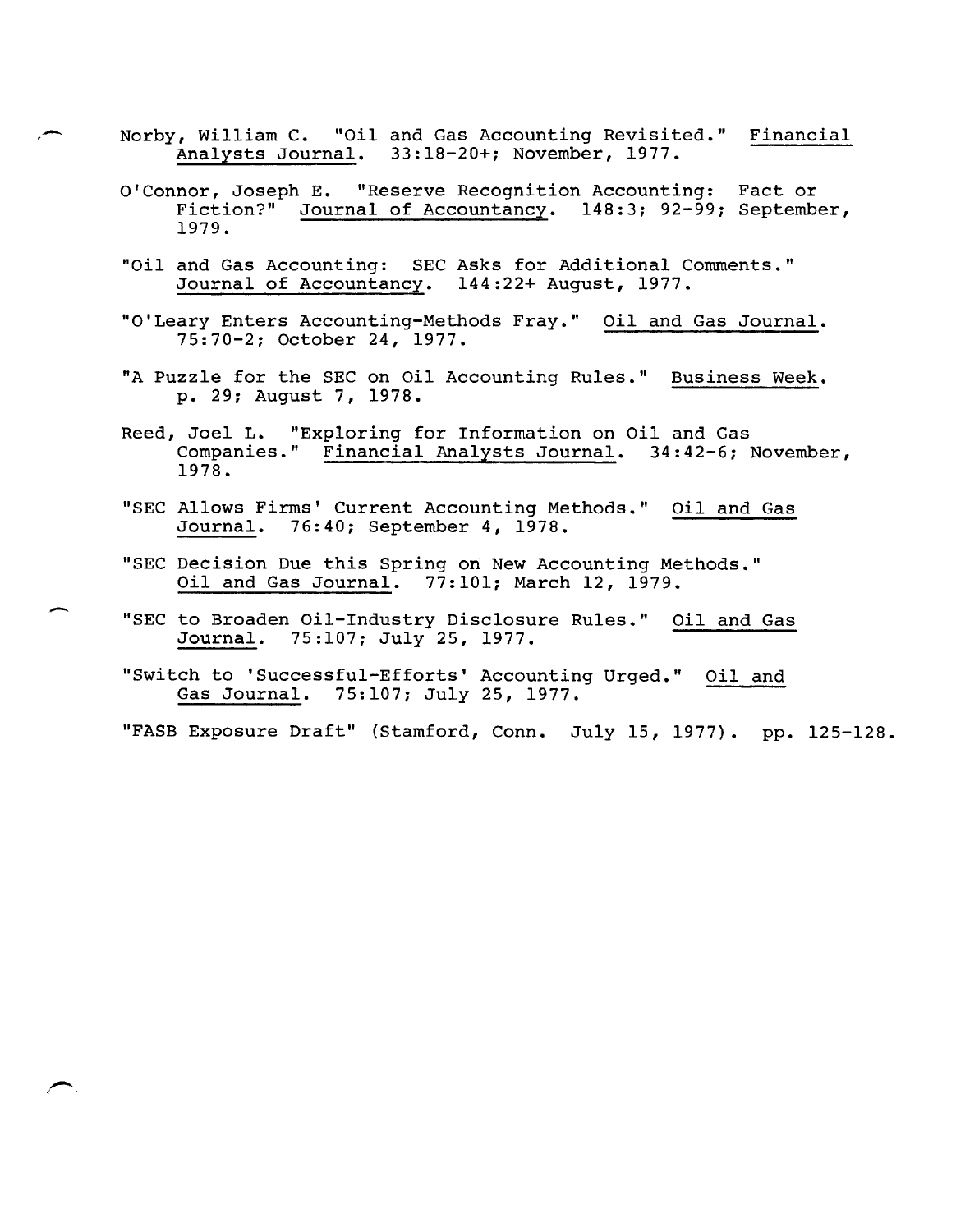Norby, William C. "Oil and Gas Accounting Revisited." Financial Analysts Journal. 33:18-20+; November, 1977.

O'Connor, Joseph E. "Reserve Recognition Accounting: Fact or Fiction?" Journal of Accountancy. 148:3; 92-99; September, 1979.

"Oil and Gas Accounting: SEC Asks for Additional Comments." Journal of Accountancy. 144:22+ August, 1977.

"O'Leary Enters Accounting-Methods Fray." Oil and Gas Journal. 75:70-2; October 24, 1977.

"A Puzzle for the SEC on Oil Accounting Rules." Business Week. p. 29; August 7, 1978.

Reed, Joel L. "Exploring for Information on Oil and Gas Companies." Financial Analysts Journal. 34:42-6; November, 1978.

"SEC Allows Firms' Current Accounting Methods." Oil and Gas Journal. 76:40; September 4, 1978.

"SEC Decision Due this Spring on New Accounting Methods." Oil and Gas Journal. 77:101; March 12, 1979.

"SEC to Broaden Oil-Industry Disclosure Rules." Oil and Gas Journal. 75:107; July 25, 1977.

"Switch to 'Successful-Efforts' Accounting Urged." Oil and Gas Journal. 75:107; July 25, 1977.

"FASB Exposure Draft" (Stamford, Conn. July 15, 1977). pp. 125-128.